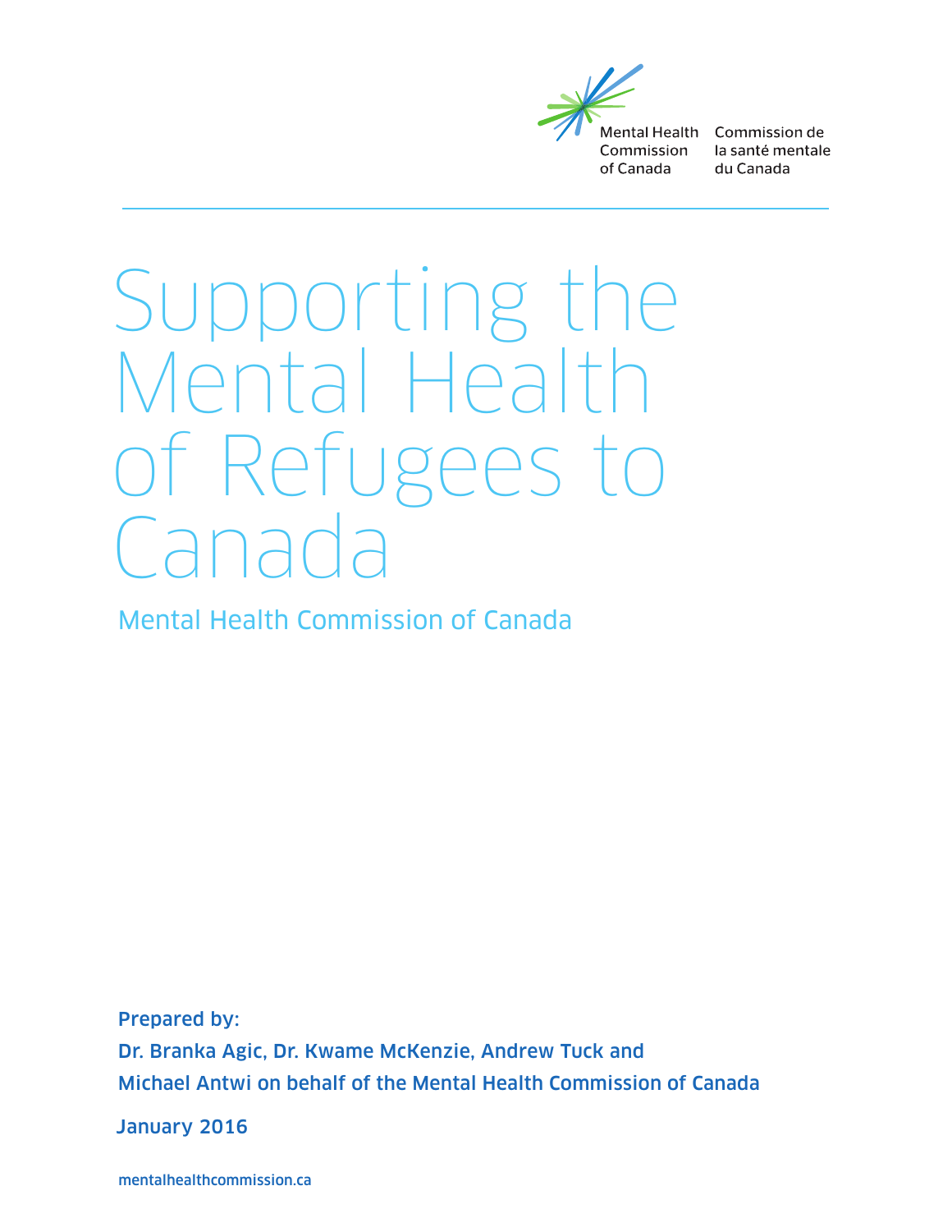Mental Health Commission of Canada | Commission de la santé mentale du Canada

# Supporting the Mental Health of Refugees to Canada

Mental Health Commission of Canada

**Prepared by:**

**Dr. Branka Agic, Dr. Kwame McKenzie, Andrew Tuck and Michael Antwi on behalf of the Mental Health Commission of Canada**

**January 2016**

mentalhealthcommission.ca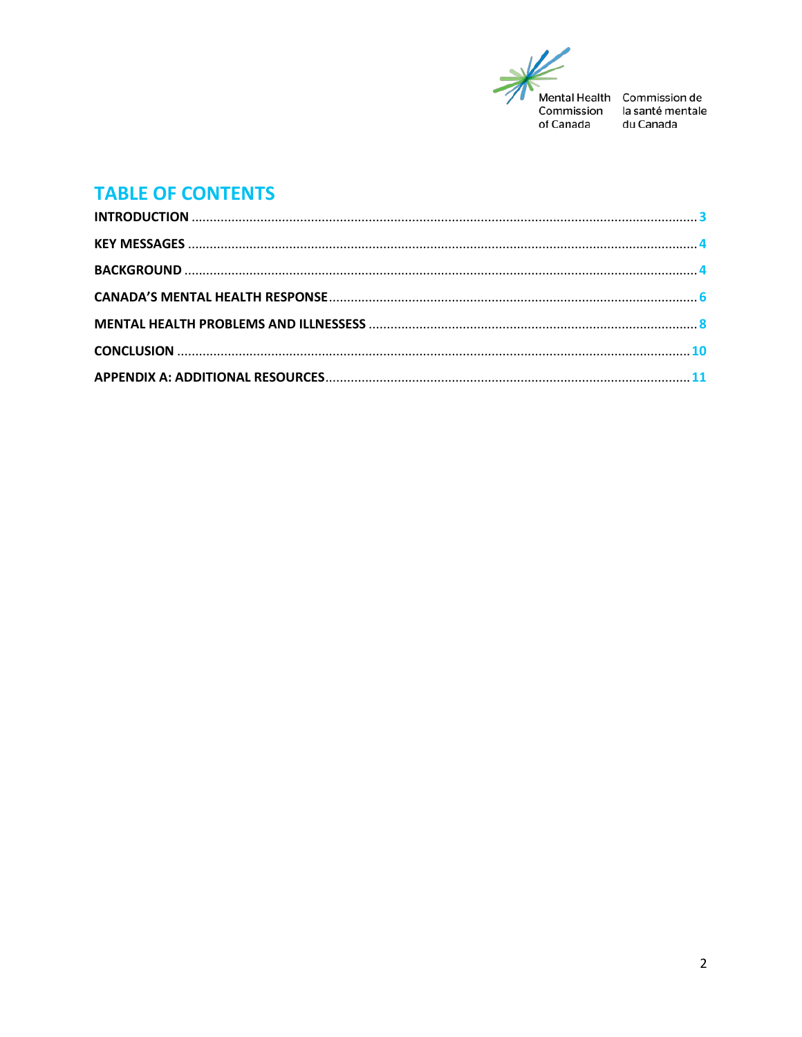Mental Health Commission of Canada | Commission de la santé mentale du Canada

## TABLE OF CONTENTS

INTRODUCTION .......... 3

KEY MESSAGES .......... 4

BACKGROUND .......... 4

CANADA'S MENTAL HEALTH RESPONSE .......... 6

MENTAL HEALTH PROBLEMS AND ILLNESSESS .......... 8

CONCLUSION .......... 10

APPENDIX A: ADDITIONAL RESOURCES .......... 11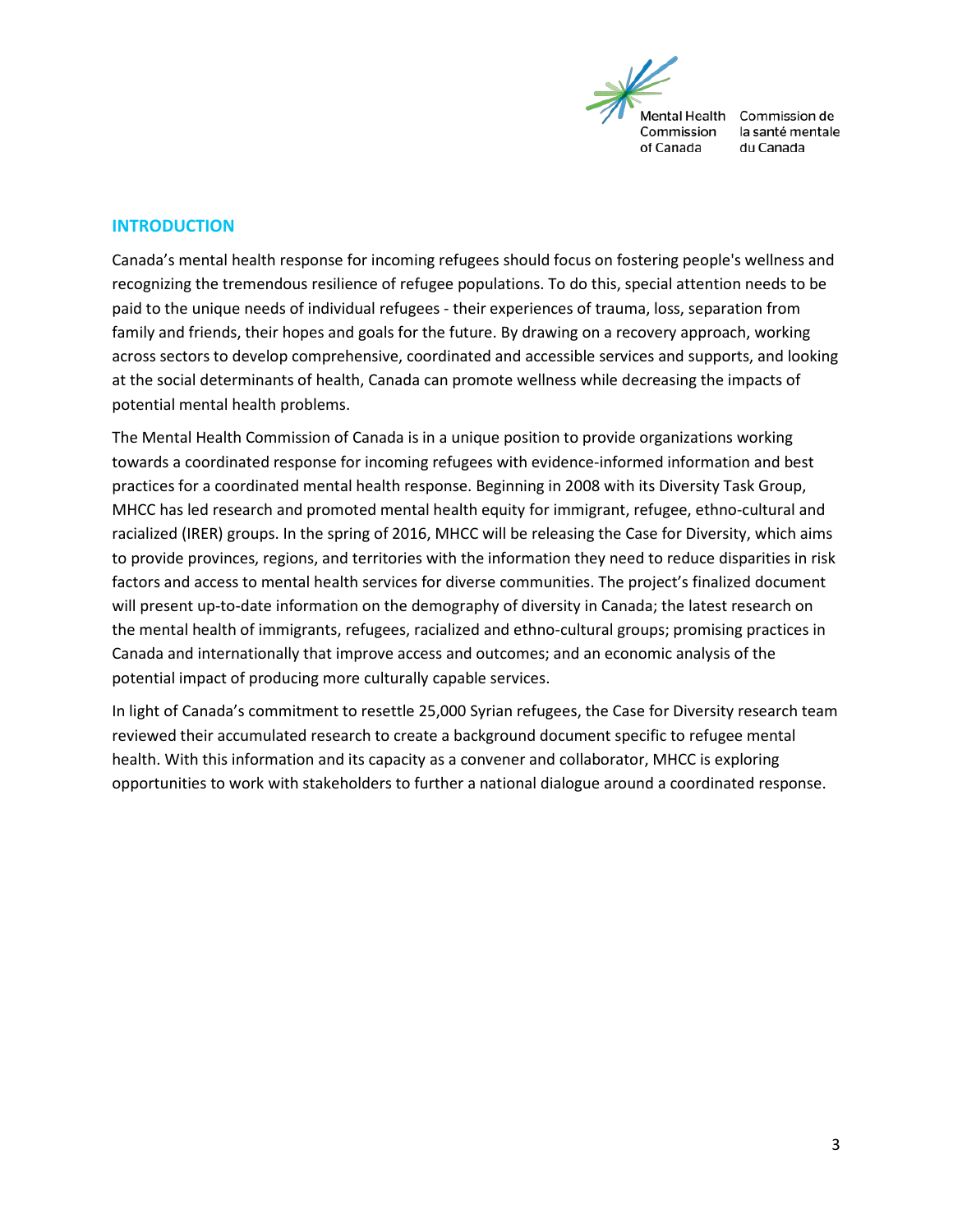## INTRODUCTION

Canada's mental health response for incoming refugees should focus on fostering people's wellness and recognizing the tremendous resilience of refugee populations. To do this, special attention needs to be paid to the unique needs of individual refugees - their experiences of trauma, loss, separation from family and friends, their hopes and goals for the future. By drawing on a recovery approach, working across sectors to develop comprehensive, coordinated and accessible services and supports, and looking at the social determinants of health, Canada can promote wellness while decreasing the impacts of potential mental health problems.

The Mental Health Commission of Canada is in a unique position to provide organizations working towards a coordinated response for incoming refugees with evidence-informed information and best practices for a coordinated mental health response. Beginning in 2008 with its Diversity Task Group, MHCC has led research and promoted mental health equity for immigrant, refugee, ethno-cultural and racialized (IRER) groups. In the spring of 2016, MHCC will be releasing the Case for Diversity, which aims to provide provinces, regions, and territories with the information they need to reduce disparities in risk factors and access to mental health services for diverse communities. The project's finalized document will present up-to-date information on the demography of diversity in Canada; the latest research on the mental health of immigrants, refugees, racialized and ethno-cultural groups; promising practices in Canada and internationally that improve access and outcomes; and an economic analysis of the potential impact of producing more culturally capable services.

In light of Canada's commitment to resettle 25,000 Syrian refugees, the Case for Diversity research team reviewed their accumulated research to create a background document specific to refugee mental health. With this information and its capacity as a convener and collaborator, MHCC is exploring opportunities to work with stakeholders to further a national dialogue around a coordinated response.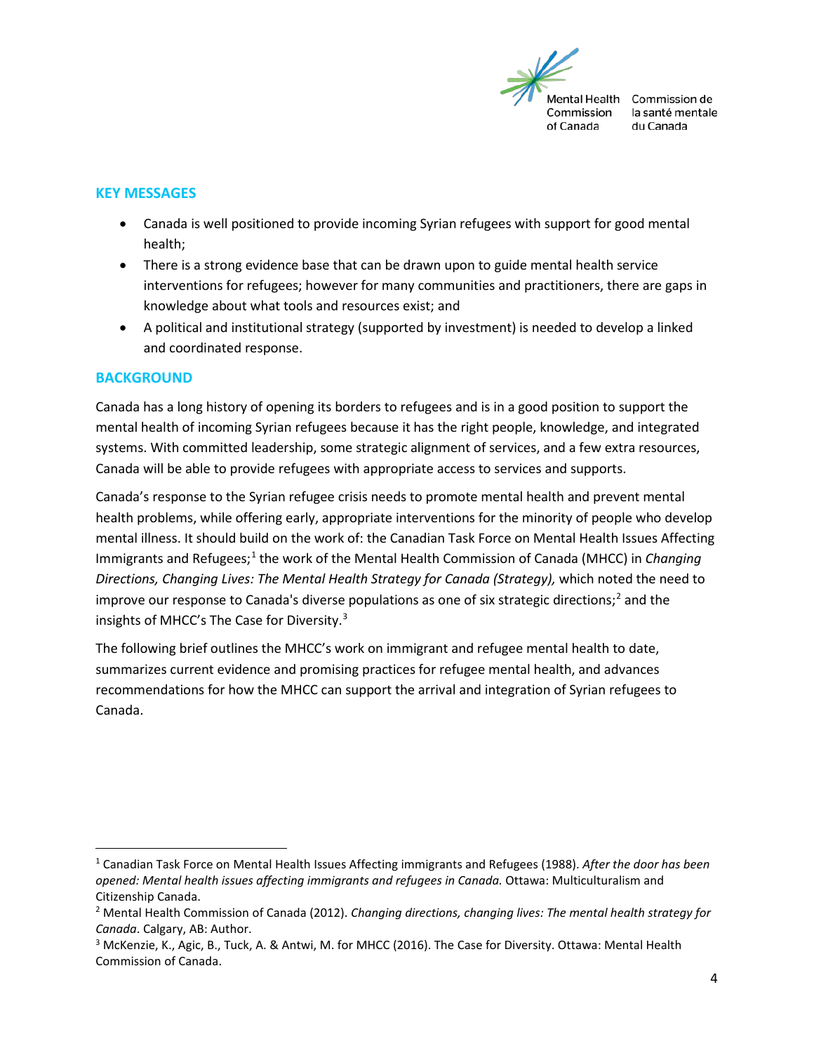## KEY MESSAGES

- Canada is well positioned to provide incoming Syrian refugees with support for good mental health;
- There is a strong evidence base that can be drawn upon to guide mental health service interventions for refugees; however for many communities and practitioners, there are gaps in knowledge about what tools and resources exist; and
- A political and institutional strategy (supported by investment) is needed to develop a linked and coordinated response.

## BACKGROUND

Canada has a long history of opening its borders to refugees and is in a good position to support the mental health of incoming Syrian refugees because it has the right people, knowledge, and integrated systems. With committed leadership, some strategic alignment of services, and a few extra resources, Canada will be able to provide refugees with appropriate access to services and supports.

Canada's response to the Syrian refugee crisis needs to promote mental health and prevent mental health problems, while offering early, appropriate interventions for the minority of people who develop mental illness. It should build on the work of: the Canadian Task Force on Mental Health Issues Affecting Immigrants and Refugees;[1] the work of the Mental Health Commission of Canada (MHCC) in *Changing Directions, Changing Lives: The Mental Health Strategy for Canada (Strategy),* which noted the need to improve our response to Canada's diverse populations as one of six strategic directions;[2] and the insights of MHCC's The Case for Diversity.[3]

The following brief outlines the MHCC's work on immigrant and refugee mental health to date, summarizes current evidence and promising practices for refugee mental health, and advances recommendations for how the MHCC can support the arrival and integration of Syrian refugees to Canada.

---

[1] Canadian Task Force on Mental Health Issues Affecting immigrants and Refugees (1988). *After the door has been opened: Mental health issues affecting immigrants and refugees in Canada.* Ottawa: Multiculturalism and Citizenship Canada.

[2] Mental Health Commission of Canada (2012). *Changing directions, changing lives: The mental health strategy for Canada*. Calgary, AB: Author.

[3] McKenzie, K., Agic, B., Tuck, A. & Antwi, M. for MHCC (2016). The Case for Diversity. Ottawa: Mental Health Commission of Canada.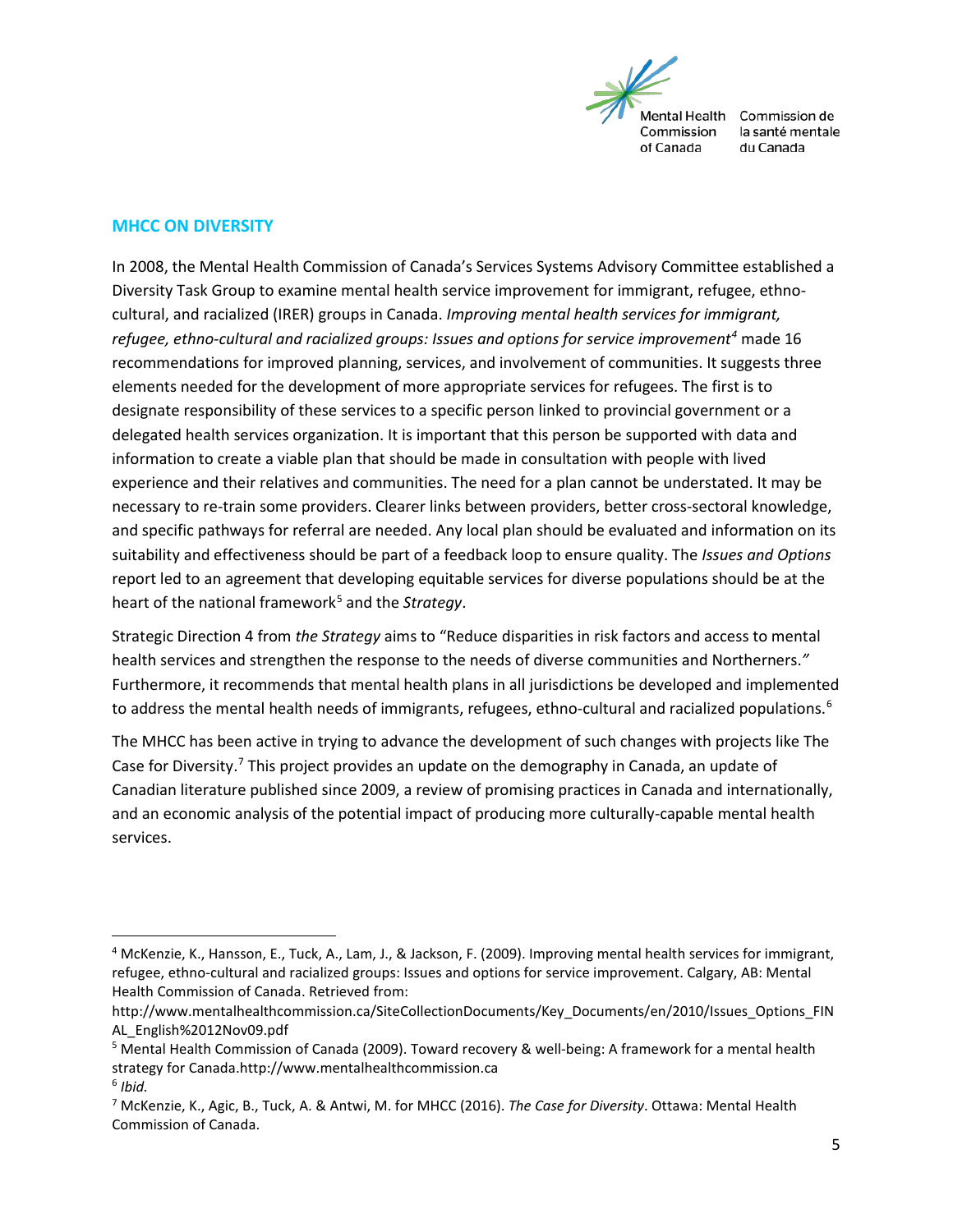## MHCC ON DIVERSITY

In 2008, the Mental Health Commission of Canada's Services Systems Advisory Committee established a Diversity Task Group to examine mental health service improvement for immigrant, refugee, ethno-cultural, and racialized (IRER) groups in Canada. *Improving mental health services for immigrant, refugee, ethno-cultural and racialized groups: Issues and options for service improvement*[4] made 16 recommendations for improved planning, services, and involvement of communities. It suggests three elements needed for the development of more appropriate services for refugees. The first is to designate responsibility of these services to a specific person linked to provincial government or a delegated health services organization. It is important that this person be supported with data and information to create a viable plan that should be made in consultation with people with lived experience and their relatives and communities. The need for a plan cannot be understated. It may be necessary to re-train some providers. Clearer links between providers, better cross-sectoral knowledge, and specific pathways for referral are needed. Any local plan should be evaluated and information on its suitability and effectiveness should be part of a feedback loop to ensure quality. The *Issues and Options* report led to an agreement that developing equitable services for diverse populations should be at the heart of the national framework[5] and the *Strategy*.

Strategic Direction 4 from *the Strategy* aims to "Reduce disparities in risk factors and access to mental health services and strengthen the response to the needs of diverse communities and Northerners*."* Furthermore, it recommends that mental health plans in all jurisdictions be developed and implemented to address the mental health needs of immigrants, refugees, ethno-cultural and racialized populations.[6]

The MHCC has been active in trying to advance the development of such changes with projects like The Case for Diversity.[7] This project provides an update on the demography in Canada, an update of Canadian literature published since 2009, a review of promising practices in Canada and internationally, and an economic analysis of the potential impact of producing more culturally-capable mental health services.

---

[4] McKenzie, K., Hansson, E., Tuck, A., Lam, J., & Jackson, F. (2009). Improving mental health services for immigrant, refugee, ethno-cultural and racialized groups: Issues and options for service improvement. Calgary, AB: Mental Health Commission of Canada. Retrieved from: http://www.mentalhealthcommission.ca/SiteCollectionDocuments/Key_Documents/en/2010/Issues_Options_FINAL_English%2012Nov09.pdf

[5] Mental Health Commission of Canada (2009). Toward recovery & well-being: A framework for a mental health strategy for Canada.http://www.mentalhealthcommission.ca

[6] *Ibid.*

[7] McKenzie, K., Agic, B., Tuck, A. & Antwi, M. for MHCC (2016). *The Case for Diversity*. Ottawa: Mental Health Commission of Canada.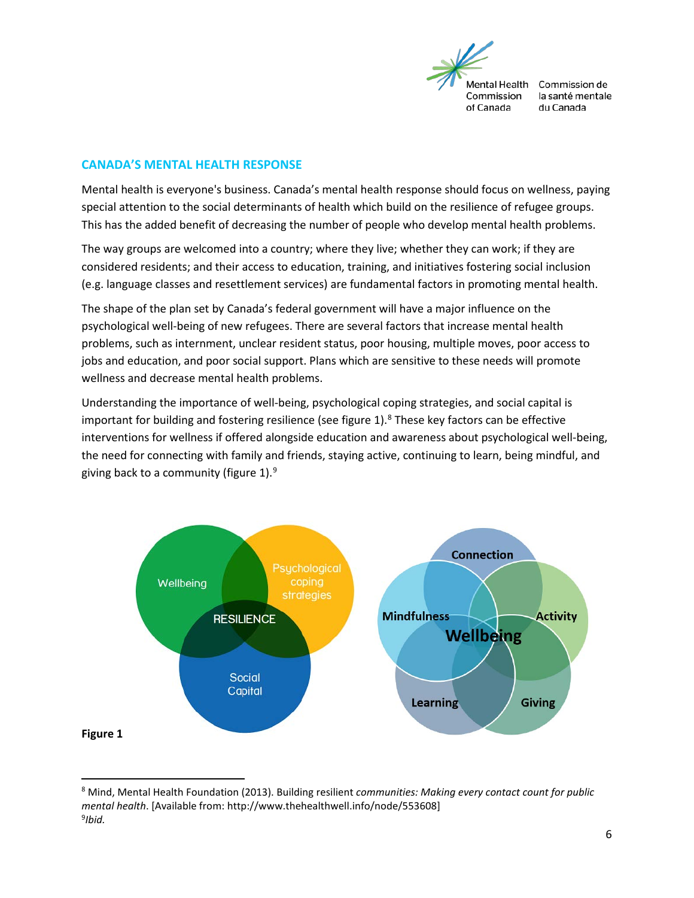## CANADA'S MENTAL HEALTH RESPONSE

Mental health is everyone's business. Canada's mental health response should focus on wellness, paying special attention to the social determinants of health which build on the resilience of refugee groups. This has the added benefit of decreasing the number of people who develop mental health problems.

The way groups are welcomed into a country; where they live; whether they can work; if they are considered residents; and their access to education, training, and initiatives fostering social inclusion (e.g. language classes and resettlement services) are fundamental factors in promoting mental health.

The shape of the plan set by Canada's federal government will have a major influence on the psychological well-being of new refugees. There are several factors that increase mental health problems, such as internment, unclear resident status, poor housing, multiple moves, poor access to jobs and education, and poor social support. Plans which are sensitive to these needs will promote wellness and decrease mental health problems.

Understanding the importance of well-being, psychological coping strategies, and social capital is important for building and fostering resilience (see figure 1).[8] These key factors can be effective interventions for wellness if offered alongside education and awareness about psychological well-being, the need for connecting with family and friends, staying active, continuing to learn, being mindful, and giving back to a community (figure 1).[9]

Wellbeing | Psychological coping strategies | RESILIENCE | Social Capital

Connection | Mindfulness | Activity | Wellbeing | Learning | Giving

**Figure 1**

---

[8] Mind, Mental Health Foundation (2013). Building resilient *communities: Making every contact count for public mental health*. [Available from: http://www.thehealthwell.info/node/553608]

[9] *Ibid.*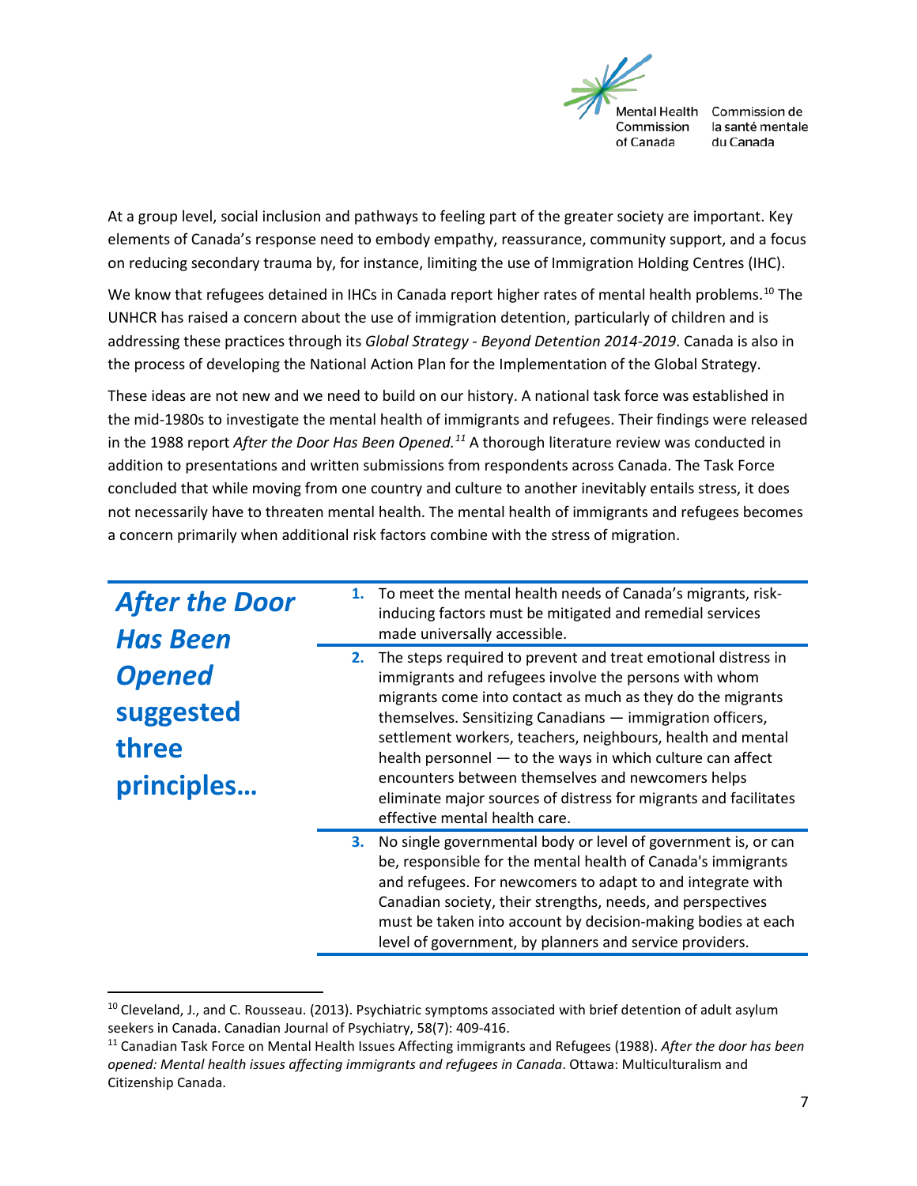At a group level, social inclusion and pathways to feeling part of the greater society are important. Key elements of Canada's response need to embody empathy, reassurance, community support, and a focus on reducing secondary trauma by, for instance, limiting the use of Immigration Holding Centres (IHC).

We know that refugees detained in IHCs in Canada report higher rates of mental health problems.[10] The UNHCR has raised a concern about the use of immigration detention, particularly of children and is addressing these practices through its *Global Strategy - Beyond Detention 2014-2019*. Canada is also in the process of developing the National Action Plan for the Implementation of the Global Strategy.

These ideas are not new and we need to build on our history. A national task force was established in the mid-1980s to investigate the mental health of immigrants and refugees. Their findings were released in the 1988 report *After the Door Has Been Opened.*[11] A thorough literature review was conducted in addition to presentations and written submissions from respondents across Canada. The Task Force concluded that while moving from one country and culture to another inevitably entails stress, it does not necessarily have to threaten mental health. The mental health of immigrants and refugees becomes a concern primarily when additional risk factors combine with the stress of migration.

## ***After the Door Has Been Opened*** **suggested three principles…**

1. To meet the mental health needs of Canada's migrants, risk-inducing factors must be mitigated and remedial services made universally accessible.
2. The steps required to prevent and treat emotional distress in immigrants and refugees involve the persons with whom migrants come into contact as much as they do the migrants themselves. Sensitizing Canadians — immigration officers, settlement workers, teachers, neighbours, health and mental health personnel — to the ways in which culture can affect encounters between themselves and newcomers helps eliminate major sources of distress for migrants and facilitates effective mental health care.
3. No single governmental body or level of government is, or can be, responsible for the mental health of Canada's immigrants and refugees. For newcomers to adapt to and integrate with Canadian society, their strengths, needs, and perspectives must be taken into account by decision-making bodies at each level of government, by planners and service providers.

---

[10] Cleveland, J., and C. Rousseau. (2013). Psychiatric symptoms associated with brief detention of adult asylum seekers in Canada. Canadian Journal of Psychiatry, 58(7): 409-416.

[11] Canadian Task Force on Mental Health Issues Affecting immigrants and Refugees (1988). *After the door has been opened: Mental health issues affecting immigrants and refugees in Canada*. Ottawa: Multiculturalism and Citizenship Canada.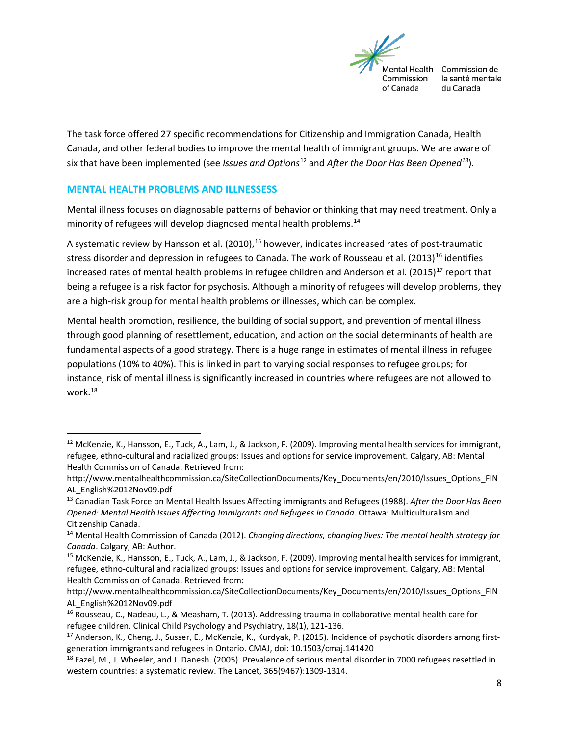The task force offered 27 specific recommendations for Citizenship and Immigration Canada, Health Canada, and other federal bodies to improve the mental health of immigrant groups. We are aware of six that have been implemented (see *Issues and Options*[12] and *After the Door Has Been Opened*[13]).

## MENTAL HEALTH PROBLEMS AND ILLNESSESS

Mental illness focuses on diagnosable patterns of behavior or thinking that may need treatment. Only a minority of refugees will develop diagnosed mental health problems.[14]

A systematic review by Hansson et al. (2010),[15] however, indicates increased rates of post-traumatic stress disorder and depression in refugees to Canada. The work of Rousseau et al. (2013)[16] identifies increased rates of mental health problems in refugee children and Anderson et al. (2015)[17] report that being a refugee is a risk factor for psychosis. Although a minority of refugees will develop problems, they are a high-risk group for mental health problems or illnesses, which can be complex.

Mental health promotion, resilience, the building of social support, and prevention of mental illness through good planning of resettlement, education, and action on the social determinants of health are fundamental aspects of a good strategy. There is a huge range in estimates of mental illness in refugee populations (10% to 40%). This is linked in part to varying social responses to refugee groups; for instance, risk of mental illness is significantly increased in countries where refugees are not allowed to work.[18]

---

[12] McKenzie, K., Hansson, E., Tuck, A., Lam, J., & Jackson, F. (2009). Improving mental health services for immigrant, refugee, ethno-cultural and racialized groups: Issues and options for service improvement. Calgary, AB: Mental Health Commission of Canada. Retrieved from: http://www.mentalhealthcommission.ca/SiteCollectionDocuments/Key_Documents/en/2010/Issues_Options_FINAL_English%2012Nov09.pdf

[13] Canadian Task Force on Mental Health Issues Affecting immigrants and Refugees (1988). *After the Door Has Been Opened: Mental Health Issues Affecting Immigrants and Refugees in Canada*. Ottawa: Multiculturalism and Citizenship Canada.

[14] Mental Health Commission of Canada (2012). *Changing directions, changing lives: The mental health strategy for Canada*. Calgary, AB: Author.

[15] McKenzie, K., Hansson, E., Tuck, A., Lam, J., & Jackson, F. (2009). Improving mental health services for immigrant, refugee, ethno-cultural and racialized groups: Issues and options for service improvement. Calgary, AB: Mental Health Commission of Canada. Retrieved from: http://www.mentalhealthcommission.ca/SiteCollectionDocuments/Key_Documents/en/2010/Issues_Options_FINAL_English%2012Nov09.pdf

[16] Rousseau, C., Nadeau, L., & Measham, T. (2013). Addressing trauma in collaborative mental health care for refugee children. Clinical Child Psychology and Psychiatry, 18(1), 121-136.

[17] Anderson, K., Cheng, J., Susser, E., McKenzie, K., Kurdyak, P. (2015). Incidence of psychotic disorders among first-generation immigrants and refugees in Ontario. CMAJ, doi: 10.1503/cmaj.141420

[18] Fazel, M., J. Wheeler, and J. Danesh. (2005). Prevalence of serious mental disorder in 7000 refugees resettled in western countries: a systematic review. The Lancet, 365(9467):1309-1314.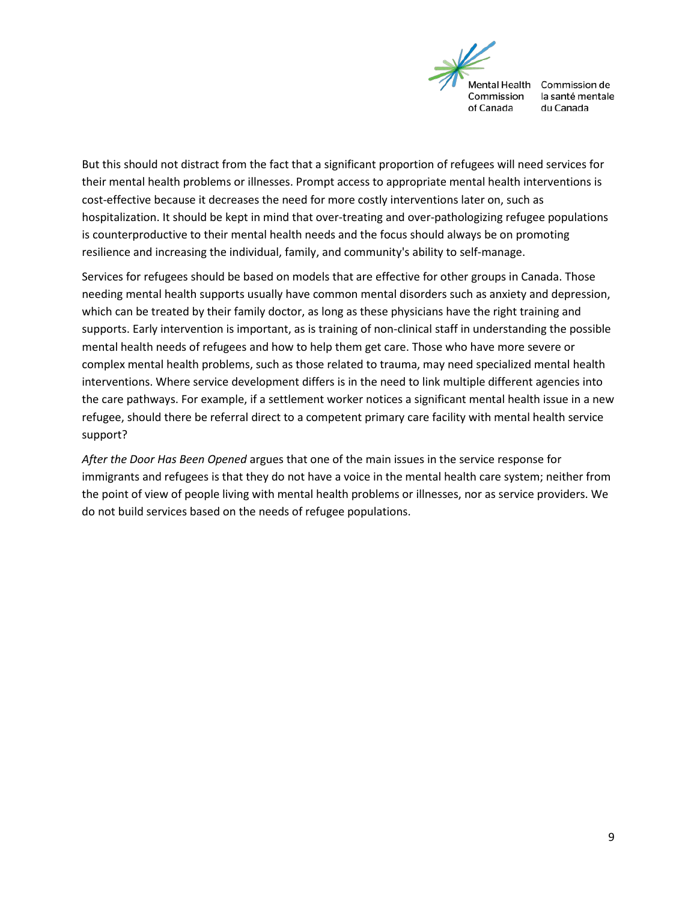But this should not distract from the fact that a significant proportion of refugees will need services for their mental health problems or illnesses. Prompt access to appropriate mental health interventions is cost-effective because it decreases the need for more costly interventions later on, such as hospitalization. It should be kept in mind that over-treating and over-pathologizing refugee populations is counterproductive to their mental health needs and the focus should always be on promoting resilience and increasing the individual, family, and community's ability to self-manage.

Services for refugees should be based on models that are effective for other groups in Canada. Those needing mental health supports usually have common mental disorders such as anxiety and depression, which can be treated by their family doctor, as long as these physicians have the right training and supports. Early intervention is important, as is training of non-clinical staff in understanding the possible mental health needs of refugees and how to help them get care. Those who have more severe or complex mental health problems, such as those related to trauma, may need specialized mental health interventions. Where service development differs is in the need to link multiple different agencies into the care pathways. For example, if a settlement worker notices a significant mental health issue in a new refugee, should there be referral direct to a competent primary care facility with mental health service support?

*After the Door Has Been Opened* argues that one of the main issues in the service response for immigrants and refugees is that they do not have a voice in the mental health care system; neither from the point of view of people living with mental health problems or illnesses, nor as service providers. We do not build services based on the needs of refugee populations.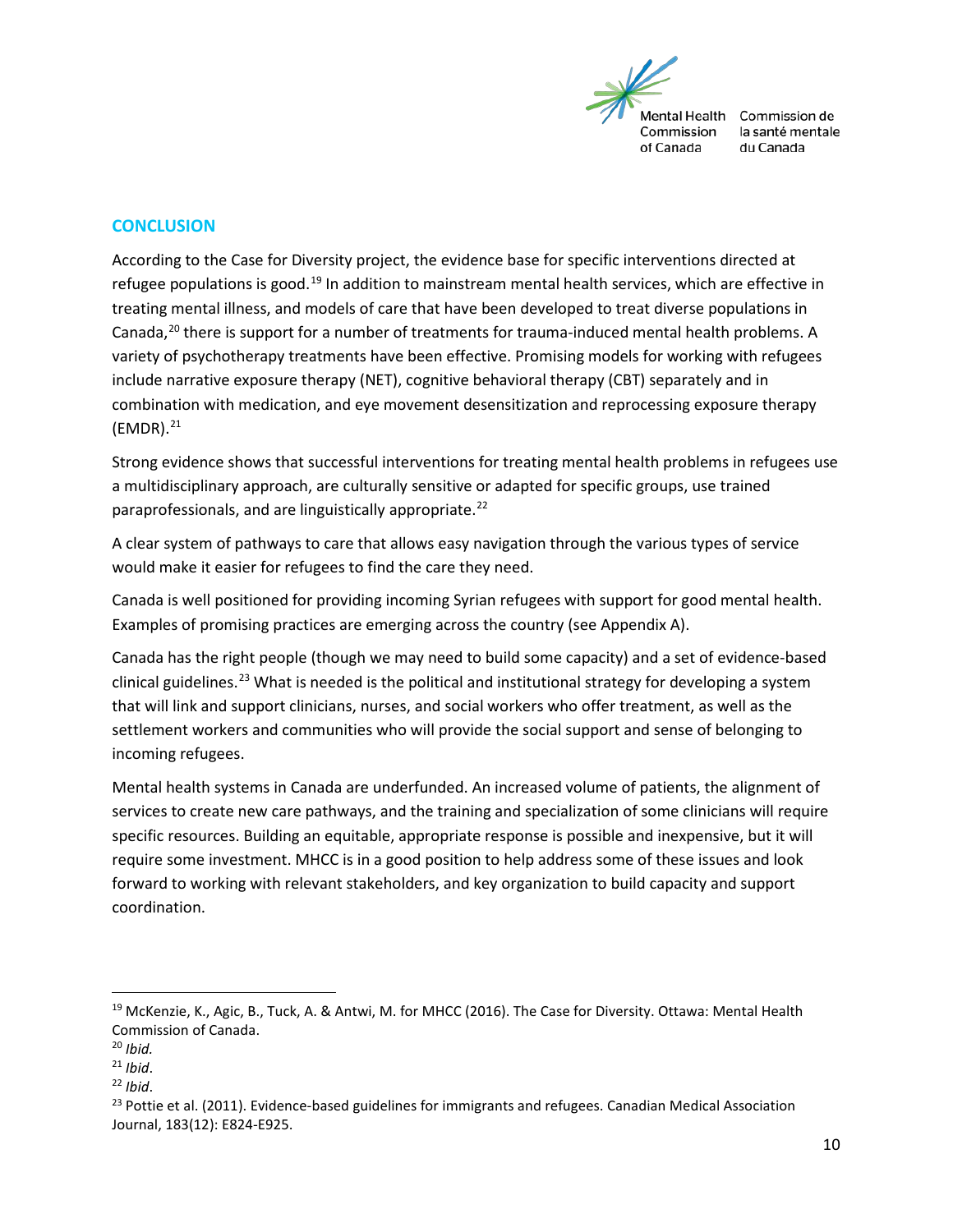## CONCLUSION

According to the Case for Diversity project, the evidence base for specific interventions directed at refugee populations is good.[19] In addition to mainstream mental health services, which are effective in treating mental illness, and models of care that have been developed to treat diverse populations in Canada,[20] there is support for a number of treatments for trauma-induced mental health problems. A variety of psychotherapy treatments have been effective. Promising models for working with refugees include narrative exposure therapy (NET), cognitive behavioral therapy (CBT) separately and in combination with medication, and eye movement desensitization and reprocessing exposure therapy (EMDR).[21]

Strong evidence shows that successful interventions for treating mental health problems in refugees use a multidisciplinary approach, are culturally sensitive or adapted for specific groups, use trained paraprofessionals, and are linguistically appropriate.[22]

A clear system of pathways to care that allows easy navigation through the various types of service would make it easier for refugees to find the care they need.

Canada is well positioned for providing incoming Syrian refugees with support for good mental health. Examples of promising practices are emerging across the country (see Appendix A).

Canada has the right people (though we may need to build some capacity) and a set of evidence-based clinical guidelines.[23] What is needed is the political and institutional strategy for developing a system that will link and support clinicians, nurses, and social workers who offer treatment, as well as the settlement workers and communities who will provide the social support and sense of belonging to incoming refugees.

Mental health systems in Canada are underfunded. An increased volume of patients, the alignment of services to create new care pathways, and the training and specialization of some clinicians will require specific resources. Building an equitable, appropriate response is possible and inexpensive, but it will require some investment. MHCC is in a good position to help address some of these issues and look forward to working with relevant stakeholders, and key organization to build capacity and support coordination.

---

[19] McKenzie, K., Agic, B., Tuck, A. & Antwi, M. for MHCC (2016). The Case for Diversity. Ottawa: Mental Health Commission of Canada.

[20] *Ibid.*

[21] *Ibid*.

[22] *Ibid*.

[23] Pottie et al. (2011). Evidence-based guidelines for immigrants and refugees. Canadian Medical Association Journal, 183(12): E824-E925.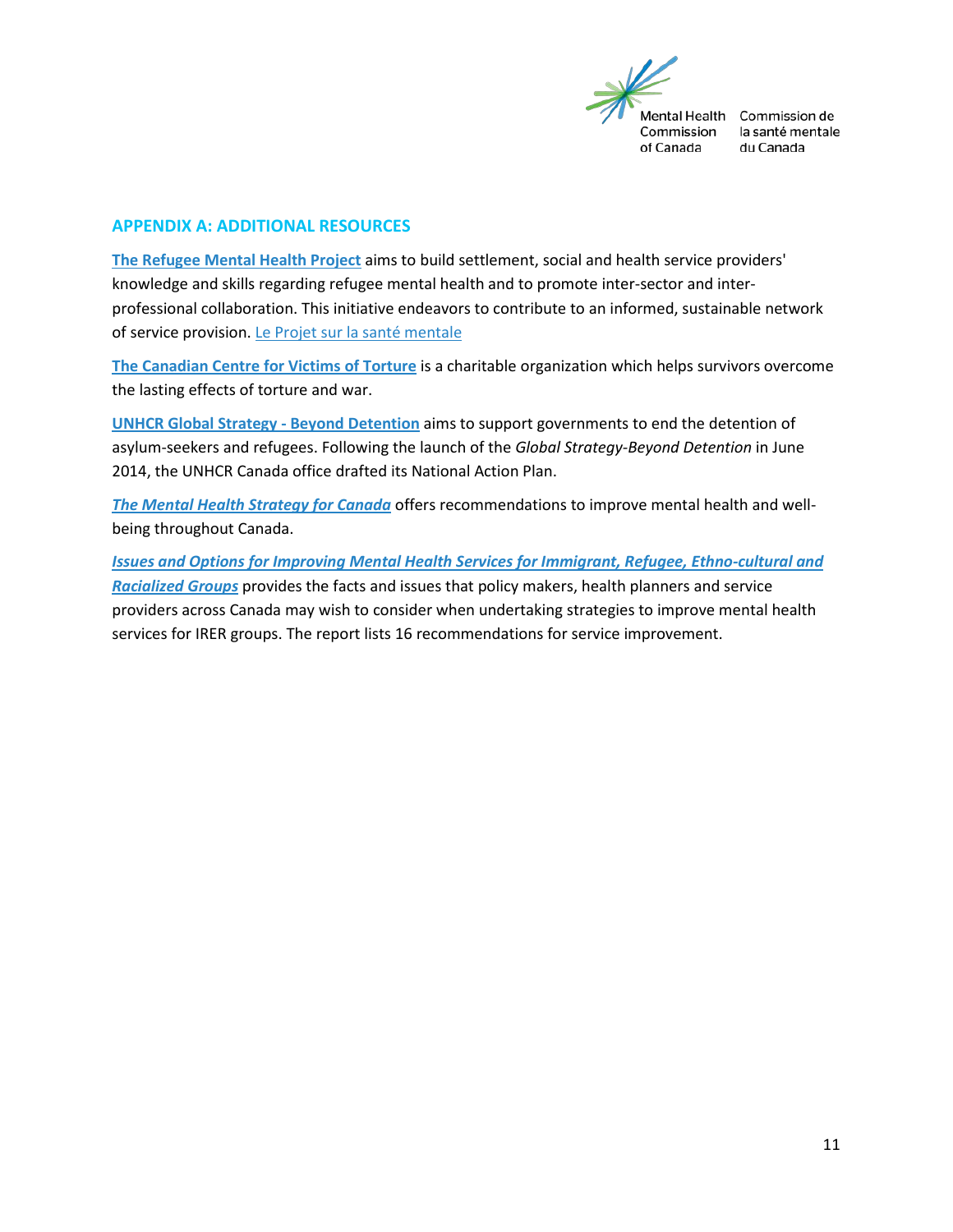## APPENDIX A: ADDITIONAL RESOURCES

**The Refugee Mental Health Project** aims to build settlement, social and health service providers' knowledge and skills regarding refugee mental health and to promote inter-sector and inter-professional collaboration. This initiative endeavors to contribute to an informed, sustainable network of service provision. Le Projet sur la santé mentale

**The Canadian Centre for Victims of Torture** is a charitable organization which helps survivors overcome the lasting effects of torture and war.

**UNHCR Global Strategy - Beyond Detention** aims to support governments to end the detention of asylum-seekers and refugees. Following the launch of the *Global Strategy-Beyond Detention* in June 2014, the UNHCR Canada office drafted its National Action Plan.

***The Mental Health Strategy for Canada*** offers recommendations to improve mental health and well-being throughout Canada.

***Issues and Options for Improving Mental Health Services for Immigrant, Refugee, Ethno-cultural and Racialized Groups*** provides the facts and issues that policy makers, health planners and service providers across Canada may wish to consider when undertaking strategies to improve mental health services for IRER groups. The report lists 16 recommendations for service improvement.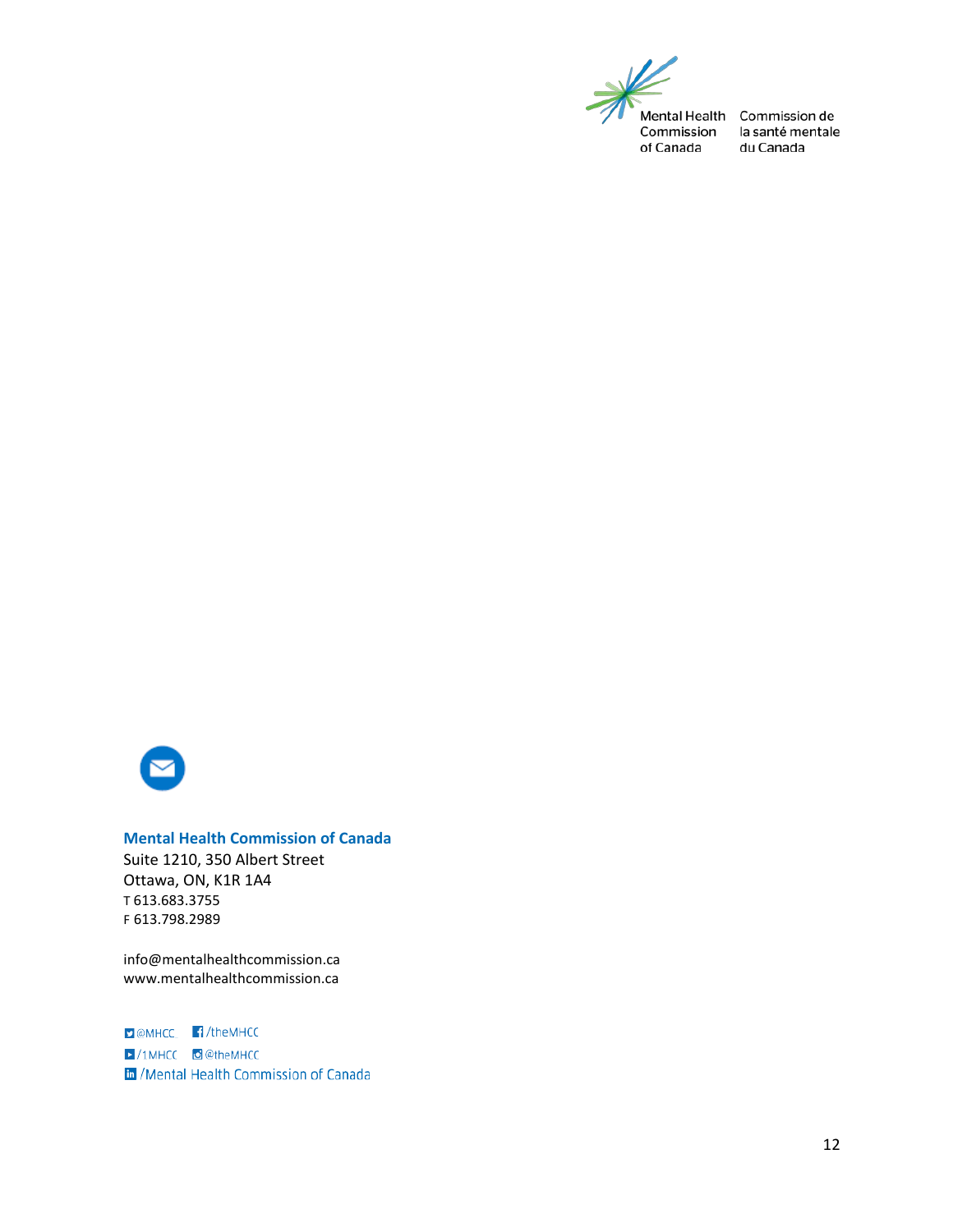Mental Health Commission of Canada

Commission de la santé mentale du Canada

**Mental Health Commission of Canada**
Suite 1210, 350 Albert Street
Ottawa, ON, K1R 1A4
T 613.683.3755
F 613.798.2989

info@mentalhealthcommission.ca
www.mentalhealthcommission.ca

@MHCC /theMHCC
/1MHCC @theMHCC
/Mental Health Commission of Canada